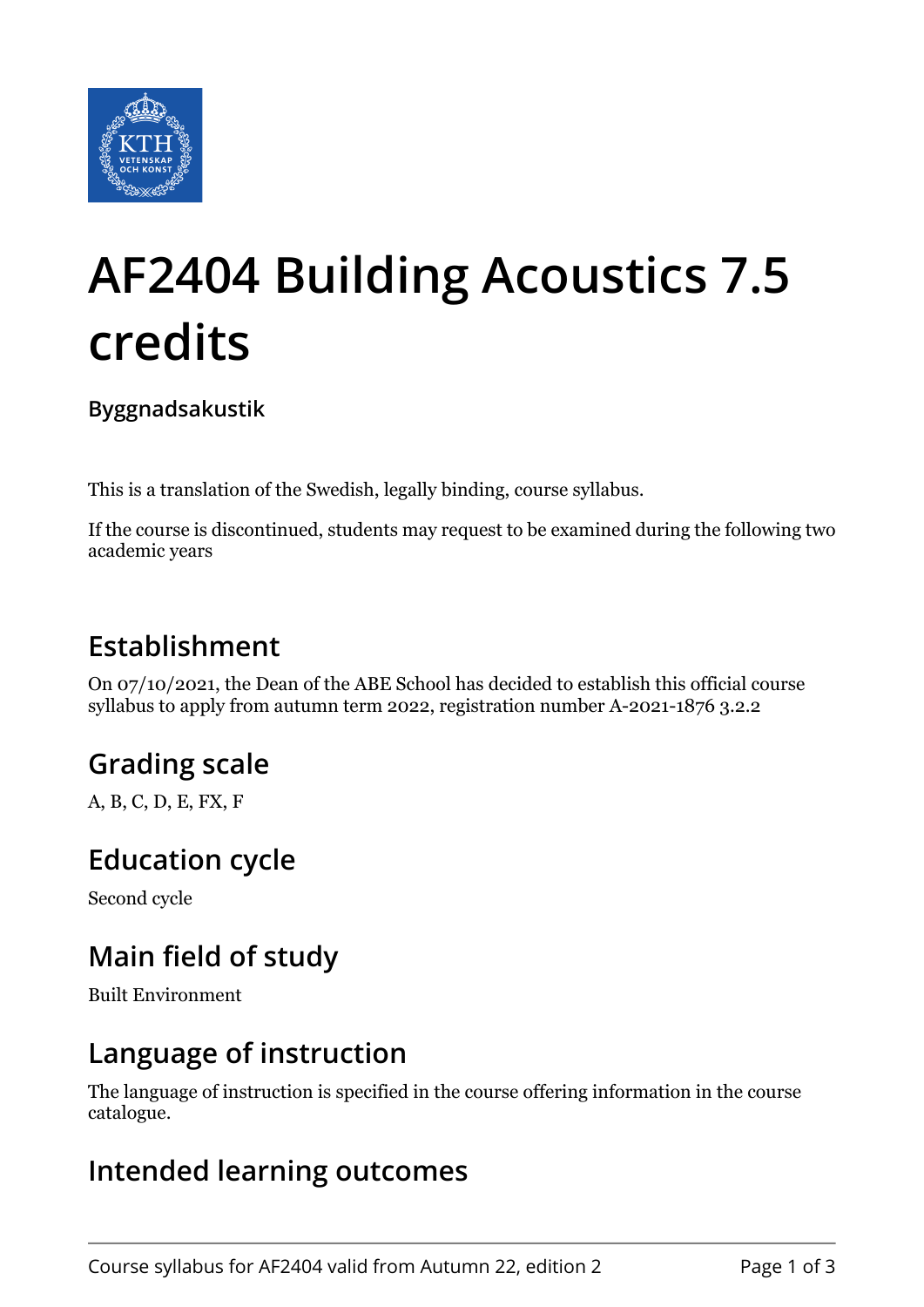# AF2404 Building Acoustics 7.5 credits

**Byggnadsakustik**

This is a translation of the Swedish, legally binding, course syllabus.

If the course is discontinued, students may request to be examined during the following two academic years

## Establishment

On 07/10/2021, the Dean of the ABE School has decided to establish this official course syllabus to apply from autumn term 2022, registration number A-2021-1876 3.2.2

## Grading scale

A, B, C, D, E, FX, F

## Education cycle

Second cycle

## Main field of study

Built Environment

## Language of instruction

The language of instruction is specified in the course offering information in the course catalogue.

## Intended learning outcomes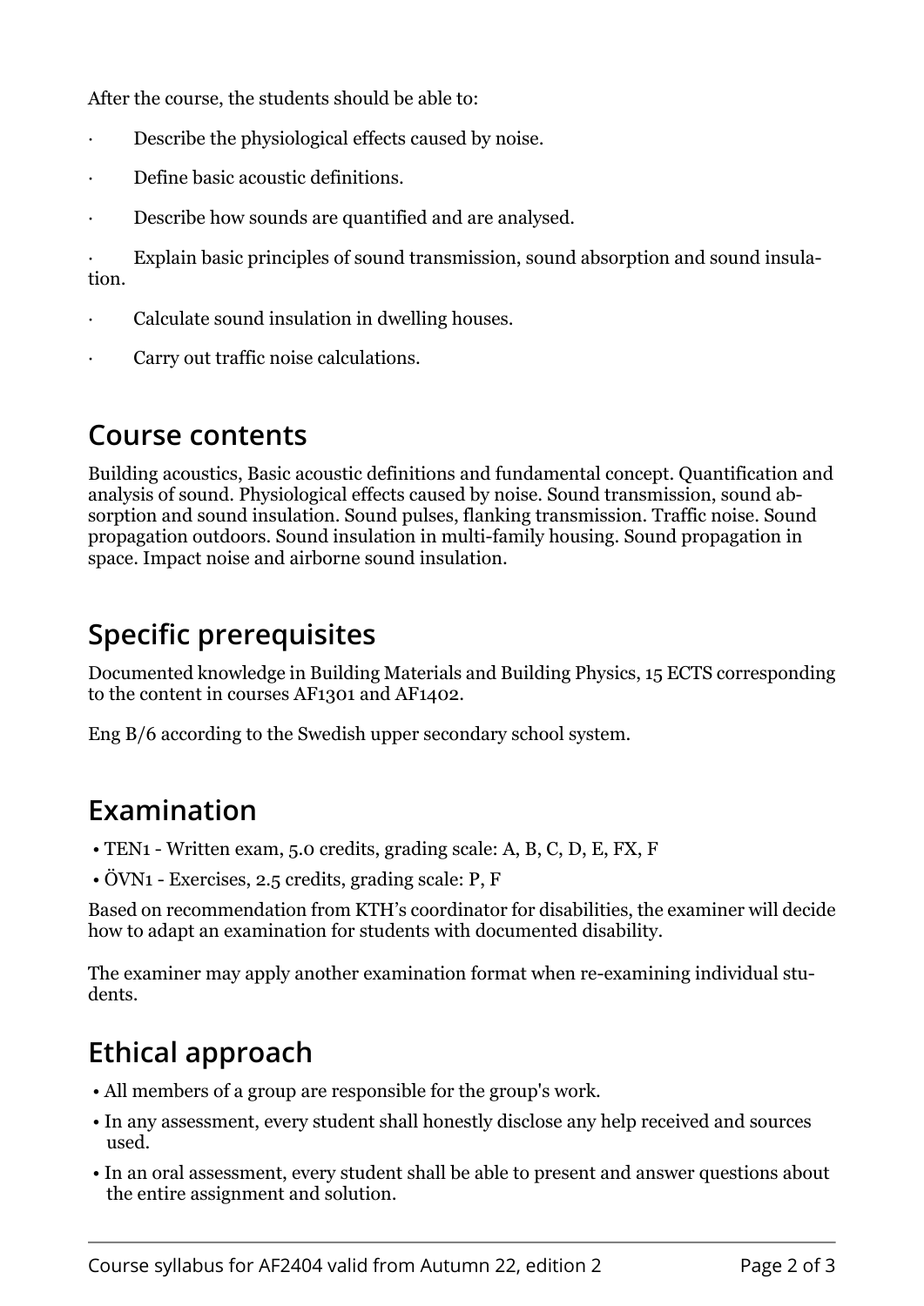After the course, the students should be able to:

- Describe the physiological effects caused by noise.
- Define basic acoustic definitions.
- Describe how sounds are quantified and are analysed.
- Explain basic principles of sound transmission, sound absorption and sound insulation.
- Calculate sound insulation in dwelling houses.
- Carry out traffic noise calculations.

## Course contents

Building acoustics, Basic acoustic definitions and fundamental concept. Quantification and analysis of sound. Physiological effects caused by noise. Sound transmission, sound absorption and sound insulation. Sound pulses, flanking transmission. Traffic noise. Sound propagation outdoors. Sound insulation in multi-family housing. Sound propagation in space. Impact noise and airborne sound insulation.

## Specific prerequisites

Documented knowledge in Building Materials and Building Physics, 15 ECTS corresponding to the content in courses AF1301 and AF1402.

Eng B/6 according to the Swedish upper secondary school system.

## Examination

- TEN1 - Written exam, 5.0 credits, grading scale: A, B, C, D, E, FX, F
- ÖVN1 - Exercises, 2.5 credits, grading scale: P, F

Based on recommendation from KTH's coordinator for disabilities, the examiner will decide how to adapt an examination for students with documented disability.

The examiner may apply another examination format when re-examining individual students.

## Ethical approach

- All members of a group are responsible for the group's work.
- In any assessment, every student shall honestly disclose any help received and sources used.
- In an oral assessment, every student shall be able to present and answer questions about the entire assignment and solution.